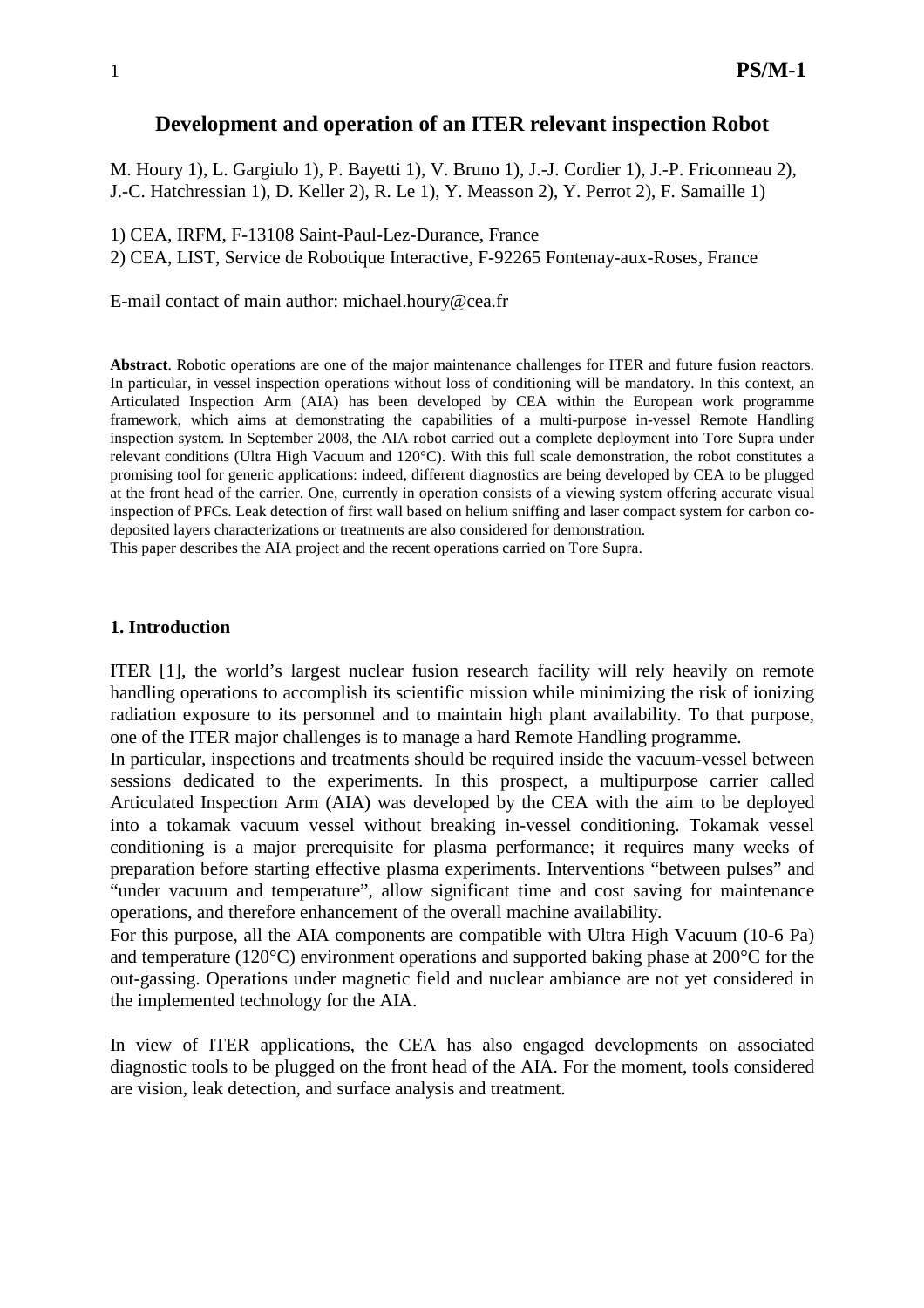# Development and operation of an ITER relevant inspection Robot

M. Houry 1), L. Gargiulo 1), P. Bayetti 1), V. Bruno 1), J.-J. Cordier 1), J.-P. Friconneau 2), J.-C. Hatchressian 1), D. Keller 2), R. Le 1), Y. Measson 2), Y. Perrot 2), F. Samaille 1)

1) CEA, IRFM, F-13108 Saint-Paul-Lez-Durance, France
2) CEA, LIST, Service de Robotique Interactive, F-92265 Fontenay-aux-Roses, France

E-mail contact of main author: michael.houry@cea.fr

**Abstract**. Robotic operations are one of the major maintenance challenges for ITER and future fusion reactors. In particular, in vessel inspection operations without loss of conditioning will be mandatory. In this context, an Articulated Inspection Arm (AIA) has been developed by CEA within the European work programme framework, which aims at demonstrating the capabilities of a multi-purpose in-vessel Remote Handling inspection system. In September 2008, the AIA robot carried out a complete deployment into Tore Supra under relevant conditions (Ultra High Vacuum and 120°C). With this full scale demonstration, the robot constitutes a promising tool for generic applications: indeed, different diagnostics are being developed by CEA to be plugged at the front head of the carrier. One, currently in operation consists of a viewing system offering accurate visual inspection of PFCs. Leak detection of first wall based on helium sniffing and laser compact system for carbon co-deposited layers characterizations or treatments are also considered for demonstration.
This paper describes the AIA project and the recent operations carried on Tore Supra.

## 1. Introduction

ITER [1], the world's largest nuclear fusion research facility will rely heavily on remote handling operations to accomplish its scientific mission while minimizing the risk of ionizing radiation exposure to its personnel and to maintain high plant availability. To that purpose, one of the ITER major challenges is to manage a hard Remote Handling programme.
In particular, inspections and treatments should be required inside the vacuum-vessel between sessions dedicated to the experiments. In this prospect, a multipurpose carrier called Articulated Inspection Arm (AIA) was developed by the CEA with the aim to be deployed into a tokamak vacuum vessel without breaking in-vessel conditioning. Tokamak vessel conditioning is a major prerequisite for plasma performance; it requires many weeks of preparation before starting effective plasma experiments. Interventions "between pulses" and "under vacuum and temperature", allow significant time and cost saving for maintenance operations, and therefore enhancement of the overall machine availability.
For this purpose, all the AIA components are compatible with Ultra High Vacuum ($10^{-6}$ Pa) and temperature (120°C) environment operations and supported baking phase at 200°C for the out-gassing. Operations under magnetic field and nuclear ambiance are not yet considered in the implemented technology for the AIA.

In view of ITER applications, the CEA has also engaged developments on associated diagnostic tools to be plugged on the front head of the AIA. For the moment, tools considered are vision, leak detection, and surface analysis and treatment.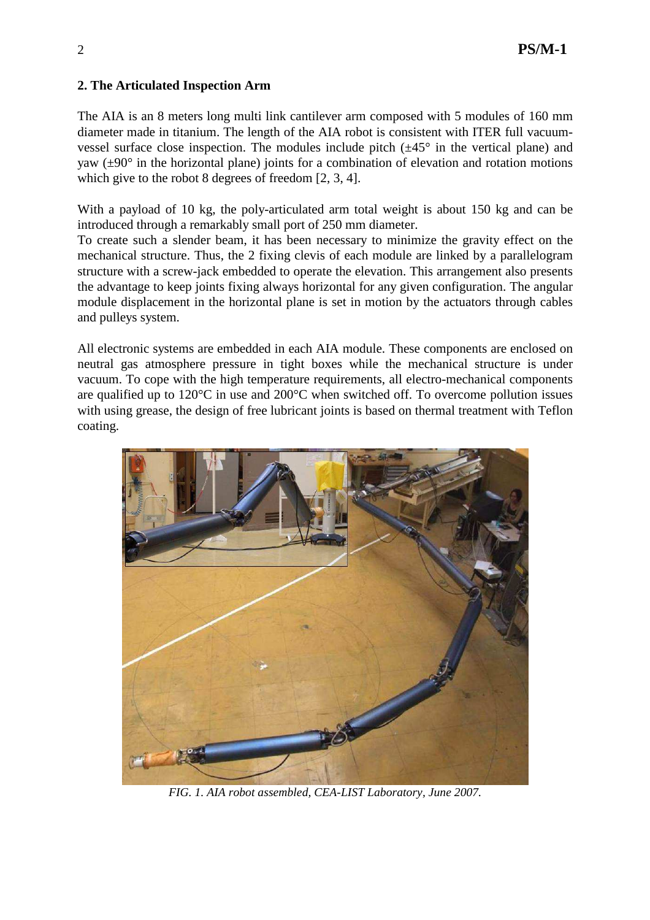## 2. The Articulated Inspection Arm

The AIA is an 8 meters long multi link cantilever arm composed with 5 modules of 160 mm diameter made in titanium. The length of the AIA robot is consistent with ITER full vacuum-vessel surface close inspection. The modules include pitch (±45° in the vertical plane) and yaw (±90° in the horizontal plane) joints for a combination of elevation and rotation motions which give to the robot 8 degrees of freedom [2, 3, 4].

With a payload of 10 kg, the poly-articulated arm total weight is about 150 kg and can be introduced through a remarkably small port of 250 mm diameter.
To create such a slender beam, it has been necessary to minimize the gravity effect on the mechanical structure. Thus, the 2 fixing clevis of each module are linked by a parallelogram structure with a screw-jack embedded to operate the elevation. This arrangement also presents the advantage to keep joints fixing always horizontal for any given configuration. The angular module displacement in the horizontal plane is set in motion by the actuators through cables and pulleys system.

All electronic systems are embedded in each AIA module. These components are enclosed on neutral gas atmosphere pressure in tight boxes while the mechanical structure is under vacuum. To cope with the high temperature requirements, all electro-mechanical components are qualified up to 120°C in use and 200°C when switched off. To overcome pollution issues with using grease, the design of free lubricant joints is based on thermal treatment with Teflon coating.

*FIG. 1. AIA robot assembled, CEA-LIST Laboratory, June 2007.*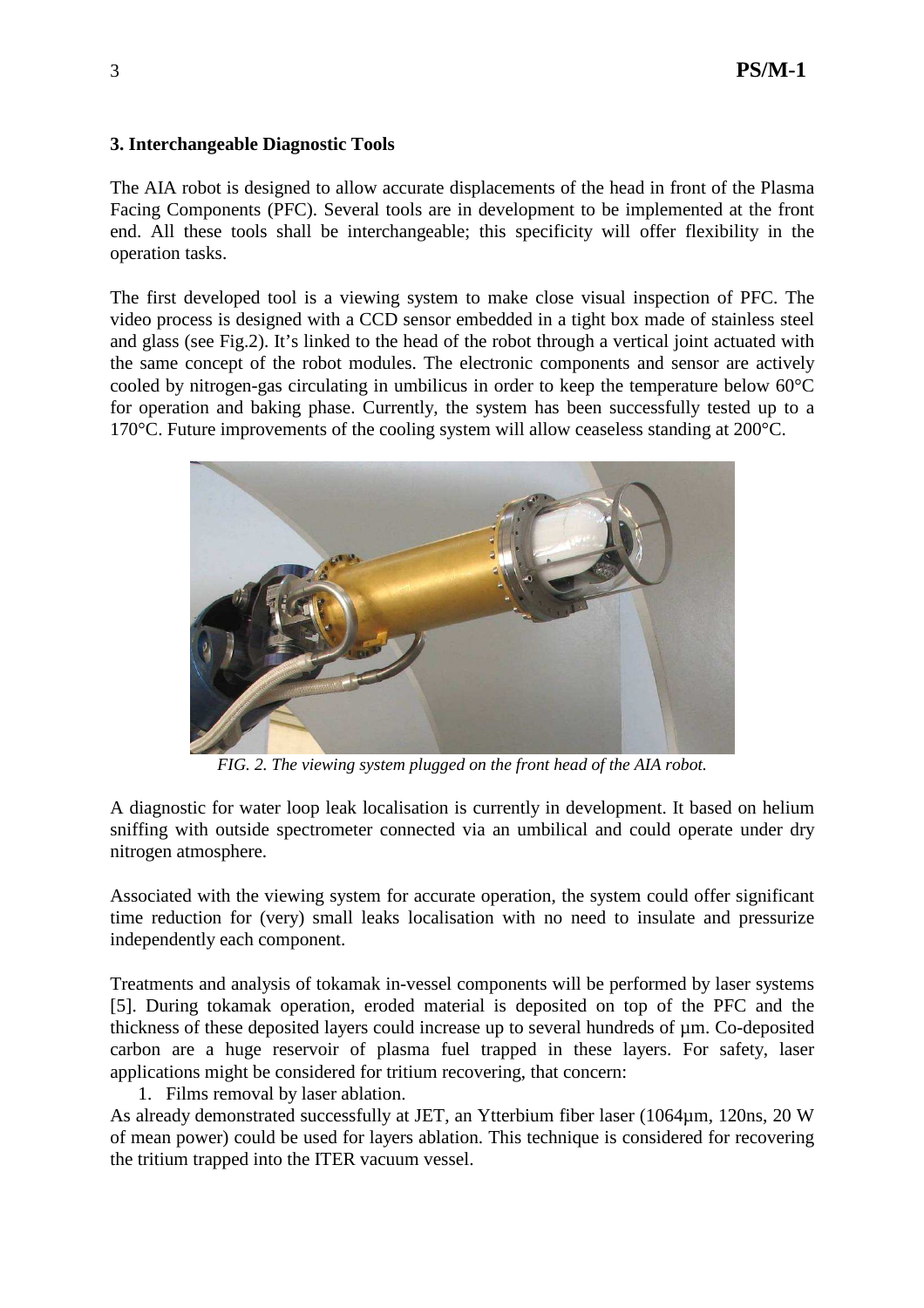### 3. Interchangeable Diagnostic Tools

The AIA robot is designed to allow accurate displacements of the head in front of the Plasma Facing Components (PFC). Several tools are in development to be implemented at the front end. All these tools shall be interchangeable; this specificity will offer flexibility in the operation tasks.

The first developed tool is a viewing system to make close visual inspection of PFC. The video process is designed with a CCD sensor embedded in a tight box made of stainless steel and glass (see Fig.2). It's linked to the head of the robot through a vertical joint actuated with the same concept of the robot modules. The electronic components and sensor are actively cooled by nitrogen-gas circulating in umbilicus in order to keep the temperature below 60°C for operation and baking phase. Currently, the system has been successfully tested up to a 170°C. Future improvements of the cooling system will allow ceaseless standing at 200°C.

*FIG. 2. The viewing system plugged on the front head of the AIA robot.*

A diagnostic for water loop leak localisation is currently in development. It based on helium sniffing with outside spectrometer connected via an umbilical and could operate under dry nitrogen atmosphere.

Associated with the viewing system for accurate operation, the system could offer significant time reduction for (very) small leaks localisation with no need to insulate and pressurize independently each component.

Treatments and analysis of tokamak in-vessel components will be performed by laser systems [5]. During tokamak operation, eroded material is deposited on top of the PFC and the thickness of these deposited layers could increase up to several hundreds of µm. Co-deposited carbon are a huge reservoir of plasma fuel trapped in these layers. For safety, laser applications might be considered for tritium recovering, that concern:

1. Films removal by laser ablation.

As already demonstrated successfully at JET, an Ytterbium fiber laser (1064µm, 120ns, 20 W of mean power) could be used for layers ablation. This technique is considered for recovering the tritium trapped into the ITER vacuum vessel.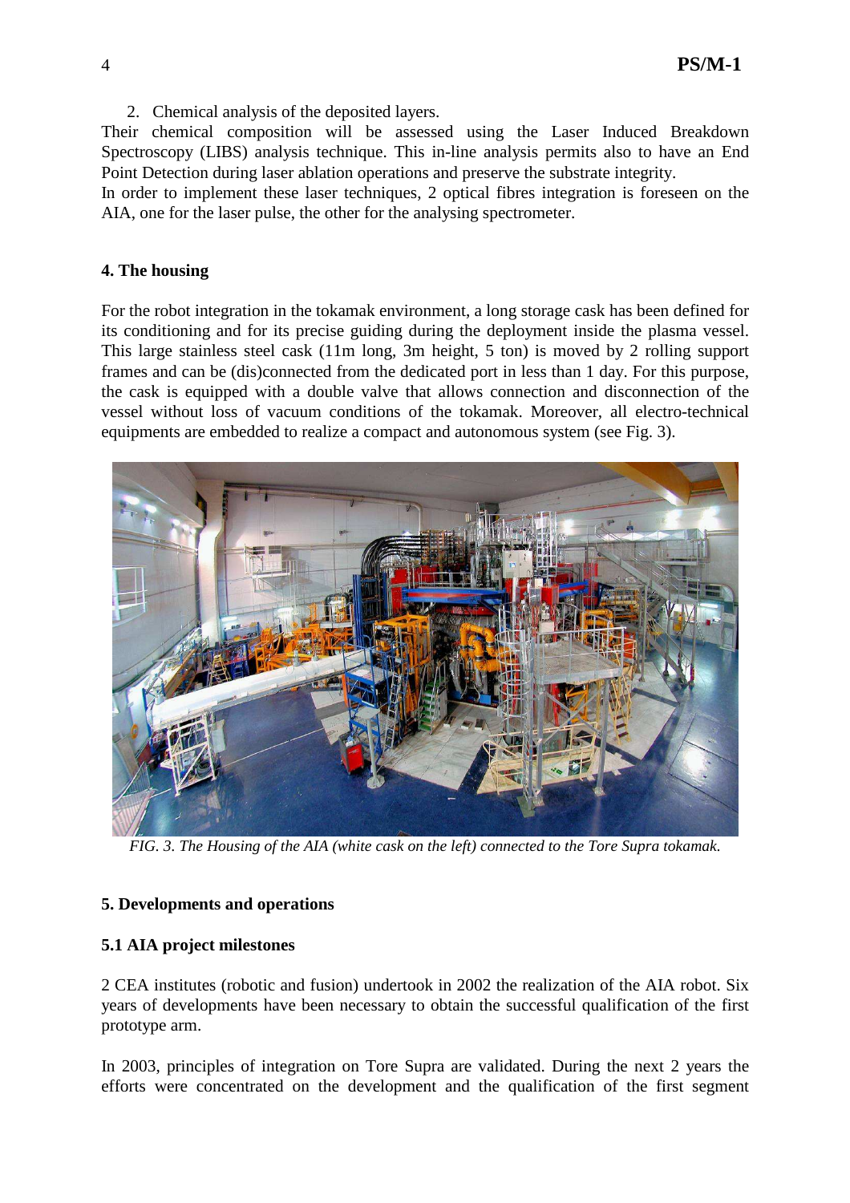2. Chemical analysis of the deposited layers.

Their chemical composition will be assessed using the Laser Induced Breakdown Spectroscopy (LIBS) analysis technique. This in-line analysis permits also to have an End Point Detection during laser ablation operations and preserve the substrate integrity.

In order to implement these laser techniques, 2 optical fibres integration is foreseen on the AIA, one for the laser pulse, the other for the analysing spectrometer.

## 4. The housing

For the robot integration in the tokamak environment, a long storage cask has been defined for its conditioning and for its precise guiding during the deployment inside the plasma vessel. This large stainless steel cask (11m long, 3m height, 5 ton) is moved by 2 rolling support frames and can be (dis)connected from the dedicated port in less than 1 day. For this purpose, the cask is equipped with a double valve that allows connection and disconnection of the vessel without loss of vacuum conditions of the tokamak. Moreover, all electro-technical equipments are embedded to realize a compact and autonomous system (see Fig. 3).

*FIG. 3. The Housing of the AIA (white cask on the left) connected to the Tore Supra tokamak.*

## 5. Developments and operations

### 5.1 AIA project milestones

2 CEA institutes (robotic and fusion) undertook in 2002 the realization of the AIA robot. Six years of developments have been necessary to obtain the successful qualification of the first prototype arm.

In 2003, principles of integration on Tore Supra are validated. During the next 2 years the efforts were concentrated on the development and the qualification of the first segment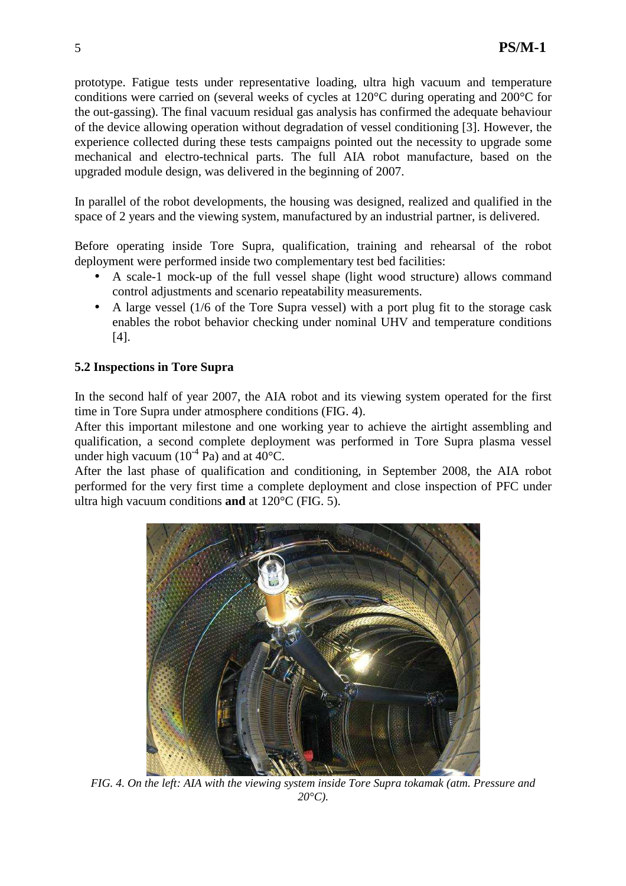prototype. Fatigue tests under representative loading, ultra high vacuum and temperature conditions were carried on (several weeks of cycles at 120°C during operating and 200°C for the out-gassing). The final vacuum residual gas analysis has confirmed the adequate behaviour of the device allowing operation without degradation of vessel conditioning [3]. However, the experience collected during these tests campaigns pointed out the necessity to upgrade some mechanical and electro-technical parts. The full AIA robot manufacture, based on the upgraded module design, was delivered in the beginning of 2007.

In parallel of the robot developments, the housing was designed, realized and qualified in the space of 2 years and the viewing system, manufactured by an industrial partner, is delivered.

Before operating inside Tore Supra, qualification, training and rehearsal of the robot deployment were performed inside two complementary test bed facilities:

- A scale-1 mock-up of the full vessel shape (light wood structure) allows command control adjustments and scenario repeatability measurements.
- A large vessel (1/6 of the Tore Supra vessel) with a port plug fit to the storage cask enables the robot behavior checking under nominal UHV and temperature conditions [4].

### 5.2 Inspections in Tore Supra

In the second half of year 2007, the AIA robot and its viewing system operated for the first time in Tore Supra under atmosphere conditions (FIG. 4).
After this important milestone and one working year to achieve the airtight assembling and qualification, a second complete deployment was performed in Tore Supra plasma vessel under high vacuum ($10^{-4}$ Pa) and at 40°C.
After the last phase of qualification and conditioning, in September 2008, the AIA robot performed for the very first time a complete deployment and close inspection of PFC under ultra high vacuum conditions **and** at 120°C (FIG. 5).

*FIG. 4. On the left: AIA with the viewing system inside Tore Supra tokamak (atm. Pressure and 20°C).*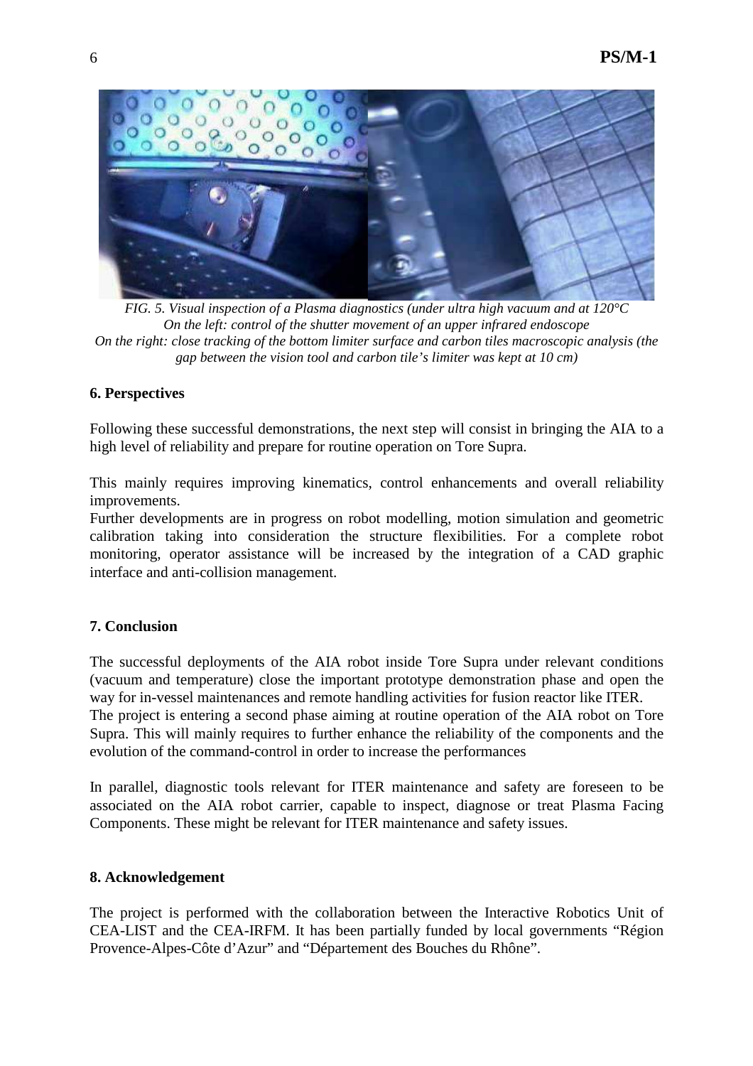*FIG. 5. Visual inspection of a Plasma diagnostics (under ultra high vacuum and at 120°C*
*On the left: control of the shutter movement of an upper infrared endoscope*
*On the right: close tracking of the bottom limiter surface and carbon tiles macroscopic analysis (the gap between the vision tool and carbon tile's limiter was kept at 10 cm)*

## 6. Perspectives

Following these successful demonstrations, the next step will consist in bringing the AIA to a high level of reliability and prepare for routine operation on Tore Supra.

This mainly requires improving kinematics, control enhancements and overall reliability improvements.
Further developments are in progress on robot modelling, motion simulation and geometric calibration taking into consideration the structure flexibilities. For a complete robot monitoring, operator assistance will be increased by the integration of a CAD graphic interface and anti-collision management.

## 7. Conclusion

The successful deployments of the AIA robot inside Tore Supra under relevant conditions (vacuum and temperature) close the important prototype demonstration phase and open the way for in-vessel maintenances and remote handling activities for fusion reactor like ITER.
The project is entering a second phase aiming at routine operation of the AIA robot on Tore Supra. This will mainly requires to further enhance the reliability of the components and the evolution of the command-control in order to increase the performances

In parallel, diagnostic tools relevant for ITER maintenance and safety are foreseen to be associated on the AIA robot carrier, capable to inspect, diagnose or treat Plasma Facing Components. These might be relevant for ITER maintenance and safety issues.

## 8. Acknowledgement

The project is performed with the collaboration between the Interactive Robotics Unit of CEA-LIST and the CEA-IRFM. It has been partially funded by local governments "Région Provence-Alpes-Côte d'Azur" and "Département des Bouches du Rhône".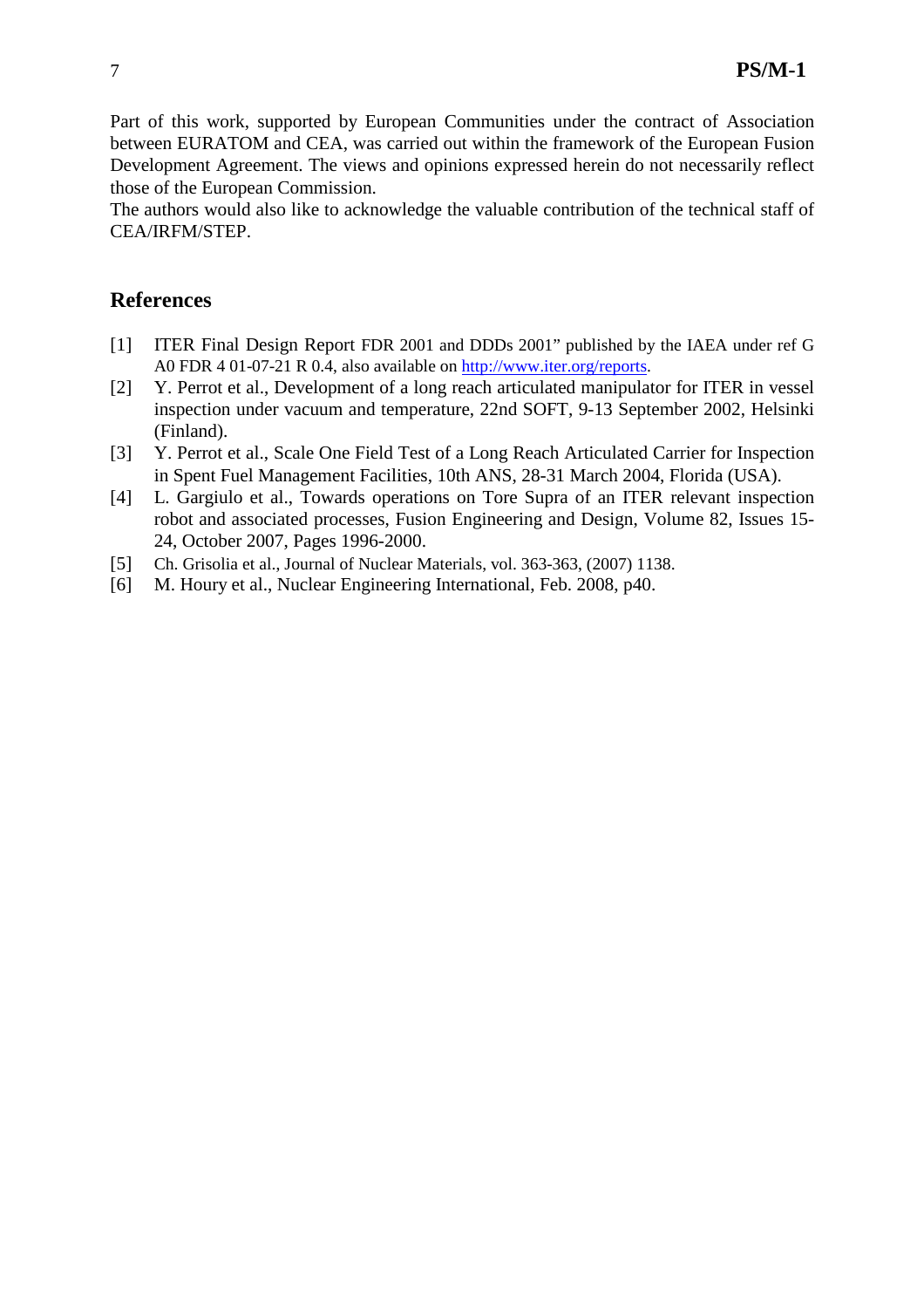Part of this work, supported by European Communities under the contract of Association between EURATOM and CEA, was carried out within the framework of the European Fusion Development Agreement. The views and opinions expressed herein do not necessarily reflect those of the European Commission.
The authors would also like to acknowledge the valuable contribution of the technical staff of CEA/IRFM/STEP.

## References

[1] ITER Final Design Report FDR 2001 and DDDs 2001" published by the IAEA under ref G A0 FDR 4 01-07-21 R 0.4, also available on http://www.iter.org/reports.

[2] Y. Perrot et al., Development of a long reach articulated manipulator for ITER in vessel inspection under vacuum and temperature, 22nd SOFT, 9-13 September 2002, Helsinki (Finland).

[3] Y. Perrot et al., Scale One Field Test of a Long Reach Articulated Carrier for Inspection in Spent Fuel Management Facilities, 10th ANS, 28-31 March 2004, Florida (USA).

[4] L. Gargiulo et al., Towards operations on Tore Supra of an ITER relevant inspection robot and associated processes, Fusion Engineering and Design, Volume 82, Issues 15-24, October 2007, Pages 1996-2000.

[5] Ch. Grisolia et al., Journal of Nuclear Materials, vol. 363-363, (2007) 1138.

[6] M. Houry et al., Nuclear Engineering International, Feb. 2008, p40.